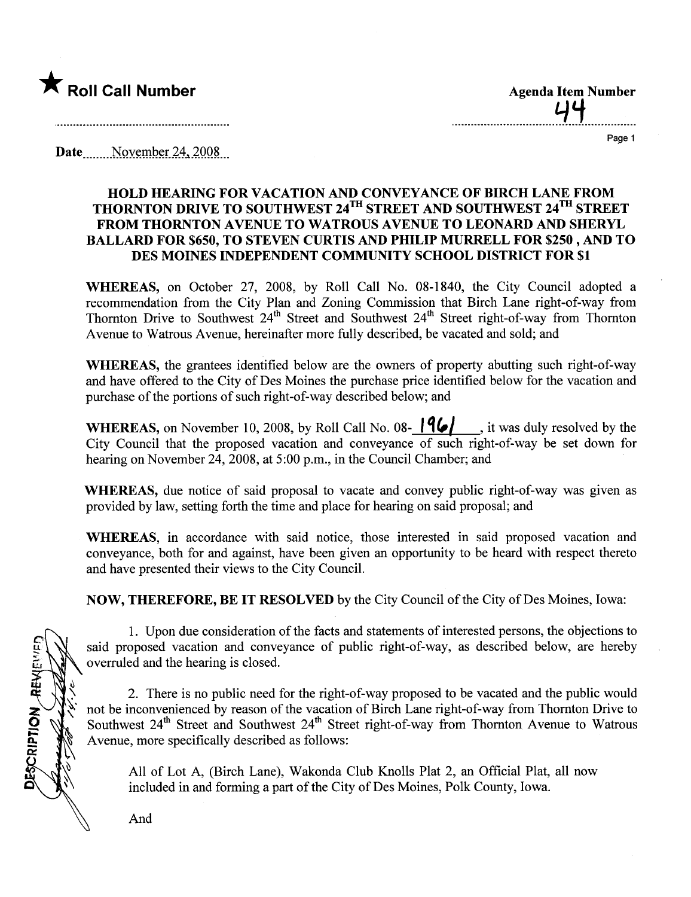★ **Roll Call Number**

**Agenda Item Number**

44

Date November 24, 2008

**HOLD HEARING FOR VACATION AND CONVEYANCE OF BIRCH LANE FROM THORNTON DRIVE TO SOUTHWEST 24TH STREET AND SOUTHWEST 24TH STREET FROM THORNTON AVENUE TO WATROUS AVENUE TO LEONARD AND SHERYL BALLARD FOR $650, TO STEVEN CURTIS AND PHILIP MURRELL FOR $250 , AND TO DES MOINES INDEPENDENT COMMUNITY SCHOOL DISTRICT FOR $1**

**WHEREAS,** on October 27, 2008, by Roll Call No. 08-1840, the City Council adopted a recommendation from the City Plan and Zoning Commission that Birch Lane right-of-way from Thornton Drive to Southwest 24th Street and Southwest 24th Street right-of-way from Thornton Avenue to Watrous Avenue, hereinafter more fully described, be vacated and sold; and

**WHEREAS,** the grantees identified below are the owners of property abutting such right-of-way and have offered to the City of Des Moines the purchase price identified below for the vacation and purchase of the portions of such right-of-way described below; and

**WHEREAS,** on November 10, 2008, by Roll Call No. 08-1961, it was duly resolved by the City Council that the proposed vacation and conveyance of such right-of-way be set down for hearing on November 24, 2008, at 5:00 p.m., in the Council Chamber; and

**WHEREAS,** due notice of said proposal to vacate and convey public right-of-way was given as provided by law, setting forth the time and place for hearing on said proposal; and

**WHEREAS,** in accordance with said notice, those interested in said proposed vacation and conveyance, both for and against, have been given an opportunity to be heard with respect thereto and have presented their views to the City Council.

**NOW, THEREFORE, BE IT RESOLVED** by the City Council of the City of Des Moines, Iowa:

1. Upon due consideration of the facts and statements of interested persons, the objections to said proposed vacation and conveyance of public right-of-way, as described below, are hereby overruled and the hearing is closed.

2. There is no public need for the right-of-way proposed to be vacated and the public would not be inconvenienced by reason of the vacation of Birch Lane right-of-way from Thornton Drive to Southwest 24th Street and Southwest 24th Street right-of-way from Thornton Avenue to Watrous Avenue, more specifically described as follows:

All of Lot A, (Birch Lane), Wakonda Club Knolls Plat 2, an Official Plat, all now included in and forming a part of the City of Des Moines, Polk County, Iowa.

And

DESCRIPTION REVIEWED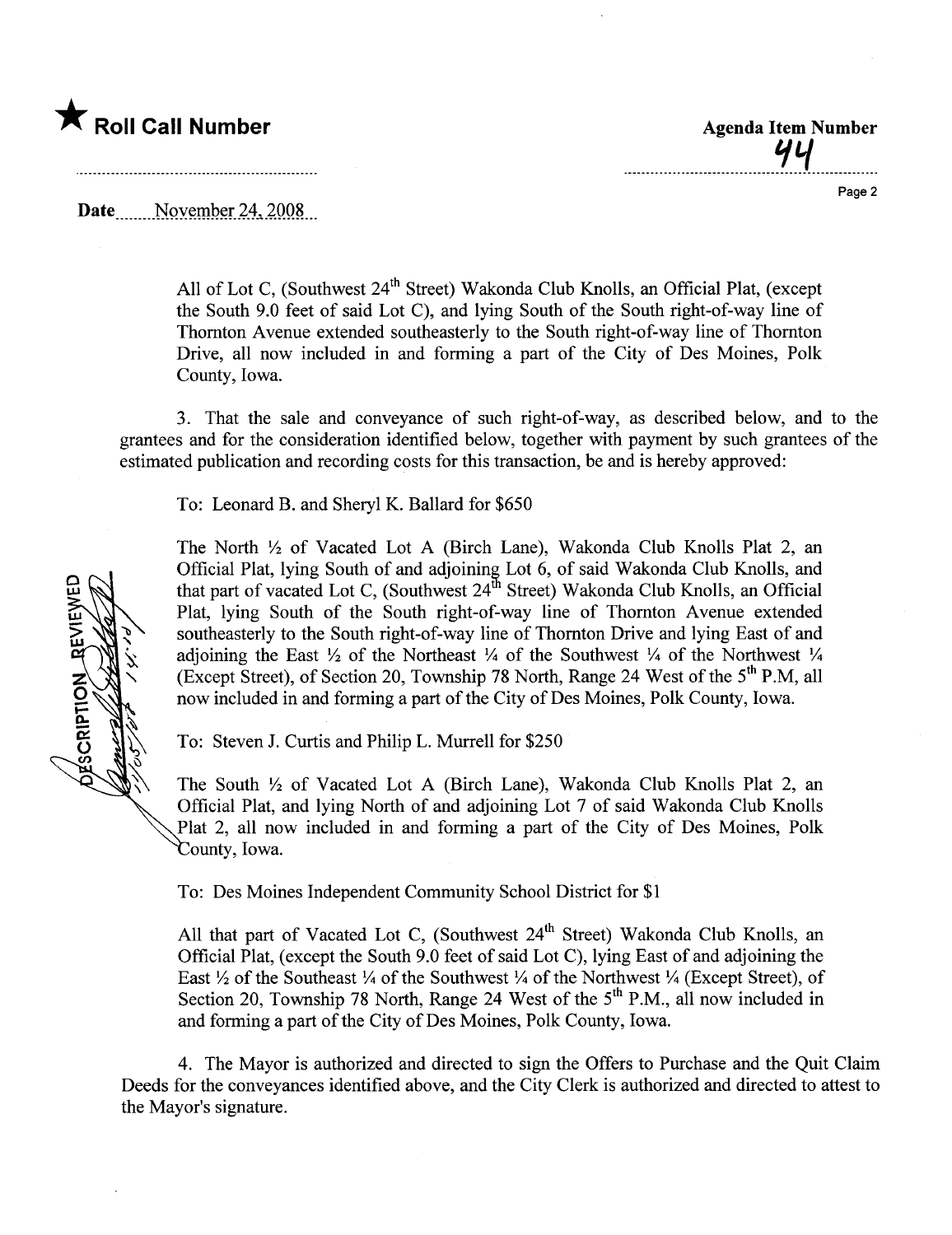★ **Roll Call Number**

**Agenda Item Number**

44

Date November 24, 2008

All of Lot C, (Southwest 24th Street) Wakonda Club Knolls, an Official Plat, (except the South 9.0 feet of said Lot C), and lying South of the South right-of-way line of Thornton Avenue extended southeasterly to the South right-of-way line of Thornton Drive, all now included in and forming a part of the City of Des Moines, Polk County, Iowa.

3. That the sale and conveyance of such right-of-way, as described below, and to the grantees and for the consideration identified below, together with payment by such grantees of the estimated publication and recording costs for this transaction, be and is hereby approved:

To: Leonard B. and Sheryl K. Ballard for $650

The North ½ of Vacated Lot A (Birch Lane), Wakonda Club Knolls Plat 2, an Official Plat, lying South of and adjoining Lot 6, of said Wakonda Club Knolls, and that part of vacated Lot C, (Southwest 24th Street) Wakonda Club Knolls, an Official Plat, lying South of the South right-of-way line of Thornton Avenue extended southeasterly to the South right-of-way line of Thornton Drive and lying East of and adjoining the East ½ of the Northeast ¼ of the Southwest ¼ of the Northwest ¼ (Except Street), of Section 20, Township 78 North, Range 24 West of the 5th P.M, all now included in and forming a part of the City of Des Moines, Polk County, Iowa.

To: Steven J. Curtis and Philip L. Murrell for $250

The South ½ of Vacated Lot A (Birch Lane), Wakonda Club Knolls Plat 2, an Official Plat, and lying North of and adjoining Lot 7 of said Wakonda Club Knolls Plat 2, all now included in and forming a part of the City of Des Moines, Polk County, Iowa.

To: Des Moines Independent Community School District for $1

All that part of Vacated Lot C, (Southwest 24th Street) Wakonda Club Knolls, an Official Plat, (except the South 9.0 feet of said Lot C), lying East of and adjoining the East ½ of the Southeast ¼ of the Southwest ¼ of the Northwest ¼ (Except Street), of Section 20, Township 78 North, Range 24 West of the 5th P.M., all now included in and forming a part of the City of Des Moines, Polk County, Iowa.

4. The Mayor is authorized and directed to sign the Offers to Purchase and the Quit Claim Deeds for the conveyances identified above, and the City Clerk is authorized and directed to attest to the Mayor's signature.

DESCRIPTION REVIEWED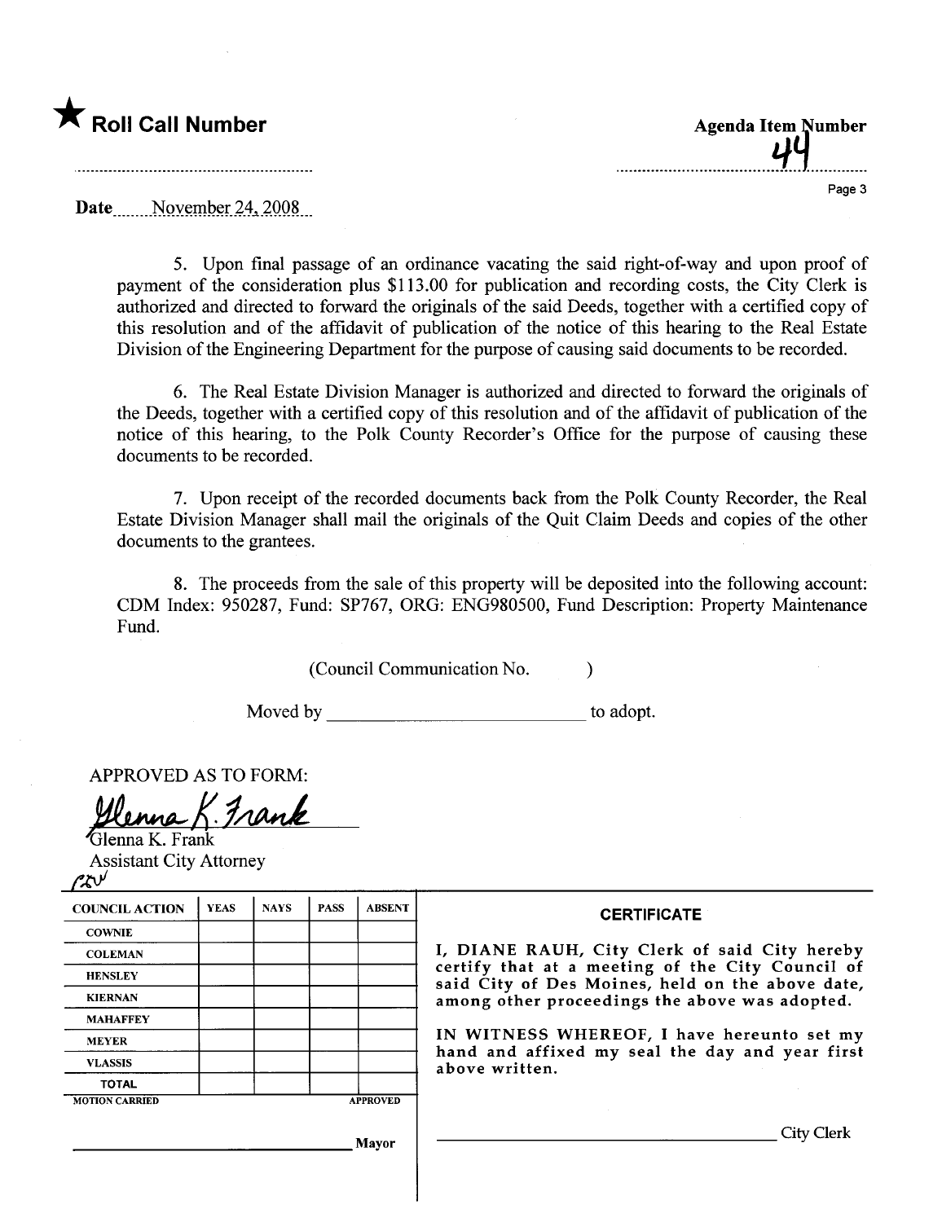★ **Roll Call Number**

**Agenda Item Number**
44

Date November 24, 2008

5. Upon final passage of an ordinance vacating the said right-of-way and upon proof of payment of the consideration plus $113.00 for publication and recording costs, the City Clerk is authorized and directed to forward the originals of the said Deeds, together with a certified copy of this resolution and of the affidavit of publication of the notice of this hearing to the Real Estate Division of the Engineering Department for the purpose of causing said documents to be recorded.

6. The Real Estate Division Manager is authorized and directed to forward the originals of the Deeds, together with a certified copy of this resolution and of the affidavit of publication of the notice of this hearing, to the Polk County Recorder's Office for the purpose of causing these documents to be recorded.

7. Upon receipt of the recorded documents back from the Polk County Recorder, the Real Estate Division Manager shall mail the originals of the Quit Claim Deeds and copies of the other documents to the grantees.

8. The proceeds from the sale of this property will be deposited into the following account: CDM Index: 950287, Fund: SP767, ORG: ENG980500, Fund Description: Property Maintenance Fund.

(Council Communication No. )

Moved by ____________________________ to adopt.

APPROVED AS TO FORM:

Glenna K. Frank
Glenna K. Frank
Assistant City Attorney

| COUNCIL ACTION | YEAS | NAYS | PASS | ABSENT |
|---|---|---|---|---|
| COWNIE | | | | |
| COLEMAN | | | | |
| HENSLEY | | | | |
| KIERNAN | | | | |
| MAHAFFEY | | | | |
| MEYER | | | | |
| VLASSIS | | | | |
| TOTAL | | | | |
| MOTION CARRIED | | | | APPROVED |

______________________________ Mayor

**CERTIFICATE**

I, DIANE RAUH, City Clerk of said City hereby certify that at a meeting of the City Council of said City of Des Moines, held on the above date, among other proceedings the above was adopted.

IN WITNESS WHEREOF, I have hereunto set my hand and affixed my seal the day and year first above written.

______________________________ City Clerk